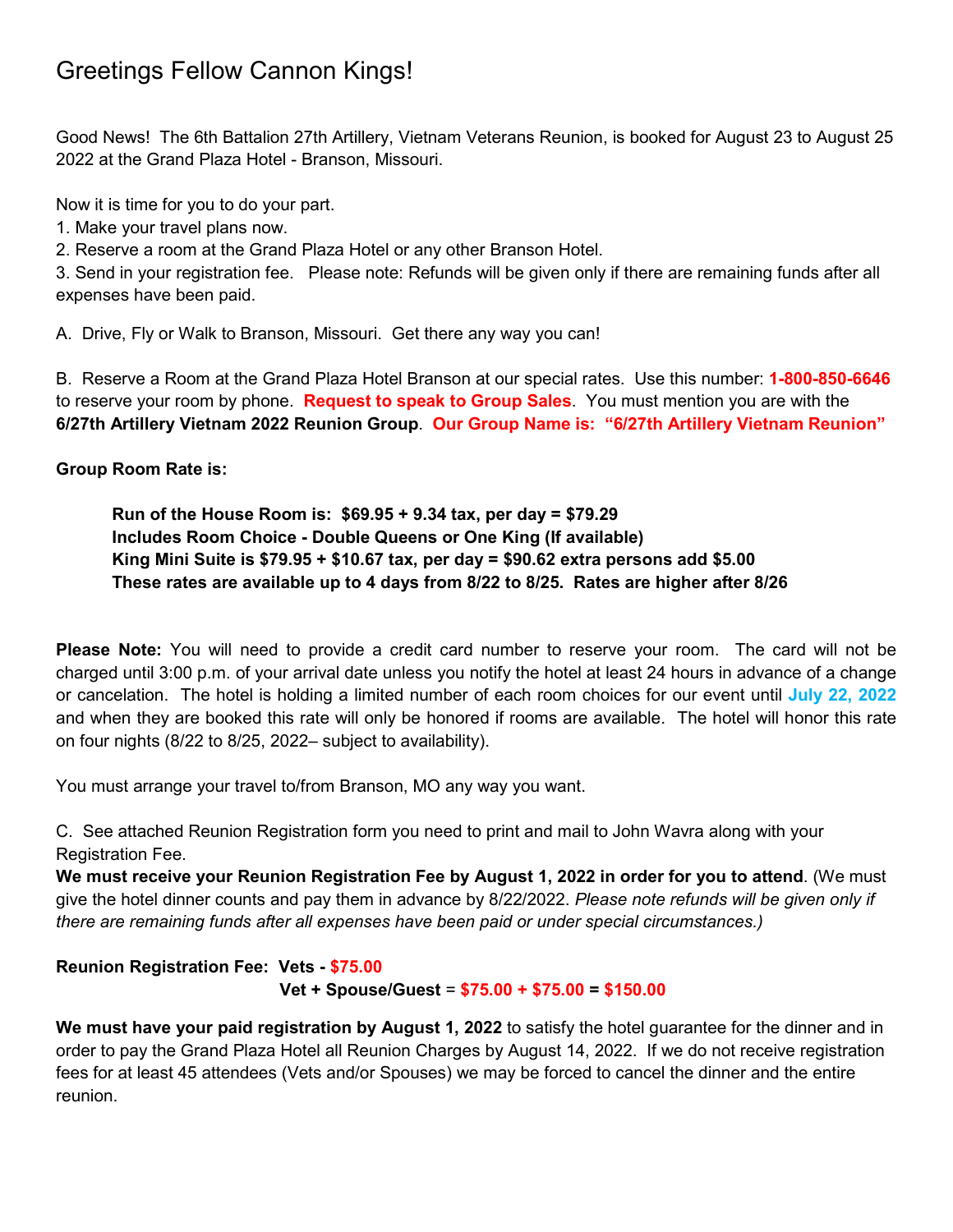# Greetings Fellow Cannon Kings!

Good News! The 6th Battalion 27th Artillery, Vietnam Veterans Reunion, is booked for August 23 to August 25 2022 at the Grand Plaza Hotel - Branson, Missouri.

Now it is time for you to do your part.

1. Make your travel plans now.
2. Reserve a room at the Grand Plaza Hotel or any other Branson Hotel.
3. Send in your registration fee. Please note: Refunds will be given only if there are remaining funds after all expenses have been paid.

A. Drive, Fly or Walk to Branson, Missouri. Get there any way you can!

B. Reserve a Room at the Grand Plaza Hotel Branson at our special rates. Use this number: **1-800-850-6646** to reserve your room by phone. **Request to speak to Group Sales**. You must mention you are with the **6/27th Artillery Vietnam 2022 Reunion Group**. **Our Group Name is: "6/27th Artillery Vietnam Reunion"**

**Group Room Rate is:**

> **Run of the House Room is: $69.95 + 9.34 tax, per day = $79.29**
> **Includes Room Choice - Double Queens or One King (If available)**
> **King Mini Suite is $79.95 + $10.67 tax, per day = $90.62 extra persons add $5.00**
> **These rates are available up to 4 days from 8/22 to 8/25. Rates are higher after 8/26**

**Please Note:** You will need to provide a credit card number to reserve your room. The card will not be charged until 3:00 p.m. of your arrival date unless you notify the hotel at least 24 hours in advance of a change or cancelation. The hotel is holding a limited number of each room choices for our event until **July 22, 2022** and when they are booked this rate will only be honored if rooms are available. The hotel will honor this rate on four nights (8/22 to 8/25, 2022– subject to availability).

You must arrange your travel to/from Branson, MO any way you want.

C. See attached Reunion Registration form you need to print and mail to John Wavra along with your Registration Fee.

**We must receive your Reunion Registration Fee by August 1, 2022 in order for you to attend**. (We must give the hotel dinner counts and pay them in advance by 8/22/2022. *Please note refunds will be given only if there are remaining funds after all expenses have been paid or under special circumstances.)*

**Reunion Registration Fee: Vets - $75.00**
**Vet + Spouse/Guest = $75.00 + $75.00 = $150.00**

**We must have your paid registration by August 1, 2022** to satisfy the hotel guarantee for the dinner and in order to pay the Grand Plaza Hotel all Reunion Charges by August 14, 2022. If we do not receive registration fees for at least 45 attendees (Vets and/or Spouses) we may be forced to cancel the dinner and the entire reunion.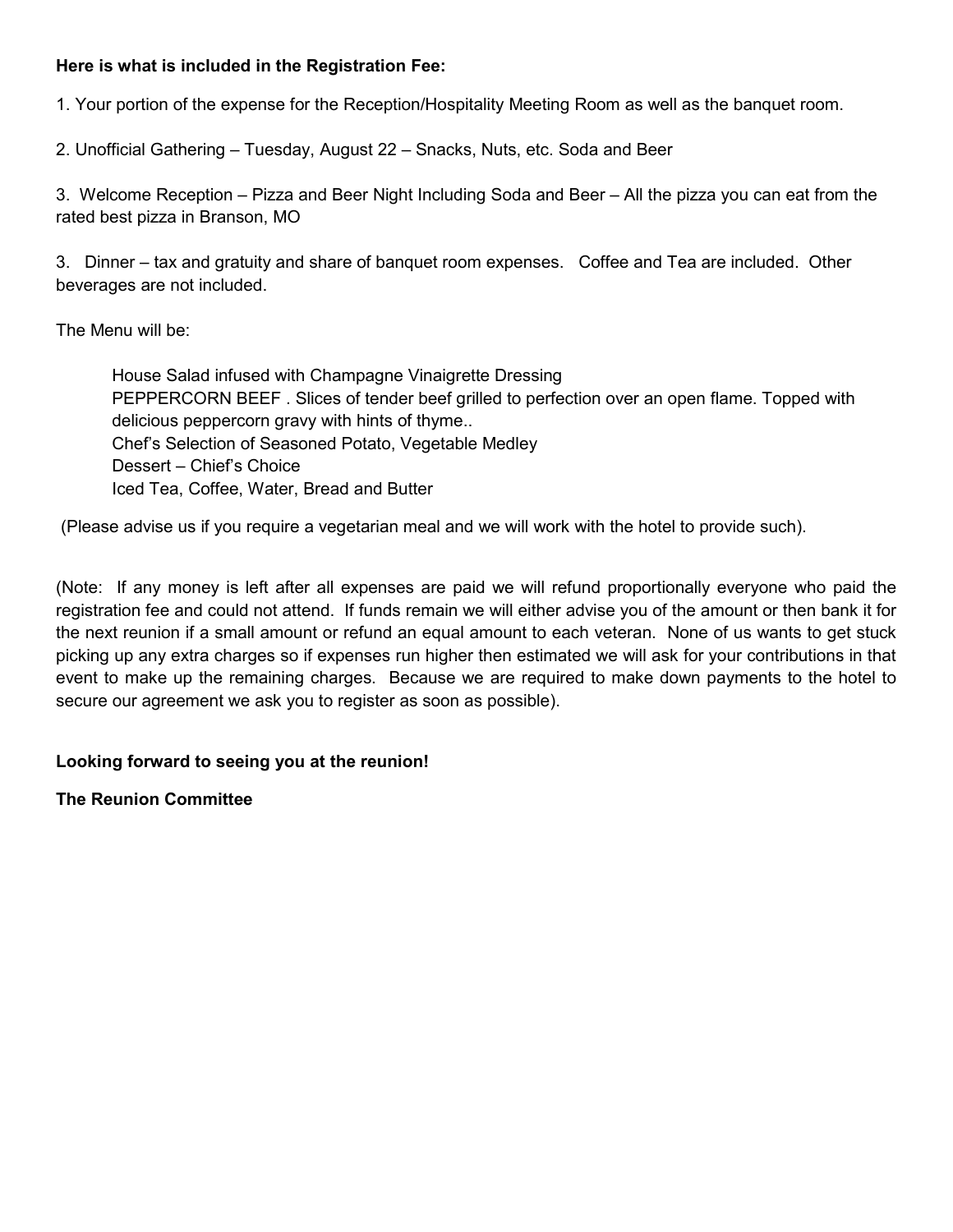**Here is what is included in the Registration Fee:**

1. Your portion of the expense for the Reception/Hospitality Meeting Room as well as the banquet room.

2. Unofficial Gathering – Tuesday, August 22 – Snacks, Nuts, etc. Soda and Beer

3. Welcome Reception – Pizza and Beer Night Including Soda and Beer – All the pizza you can eat from the rated best pizza in Branson, MO

3. Dinner – tax and gratuity and share of banquet room expenses. Coffee and Tea are included. Other beverages are not included.

The Menu will be:

> House Salad infused with Champagne Vinaigrette Dressing
> PEPPERCORN BEEF . Slices of tender beef grilled to perfection over an open flame. Topped with delicious peppercorn gravy with hints of thyme..
> Chef's Selection of Seasoned Potato, Vegetable Medley
> Dessert – Chief's Choice
> Iced Tea, Coffee, Water, Bread and Butter

(Please advise us if you require a vegetarian meal and we will work with the hotel to provide such).

(Note: If any money is left after all expenses are paid we will refund proportionally everyone who paid the registration fee and could not attend. If funds remain we will either advise you of the amount or then bank it for the next reunion if a small amount or refund an equal amount to each veteran. None of us wants to get stuck picking up any extra charges so if expenses run higher then estimated we will ask for your contributions in that event to make up the remaining charges. Because we are required to make down payments to the hotel to secure our agreement we ask you to register as soon as possible).

**Looking forward to seeing you at the reunion!**

**The Reunion Committee**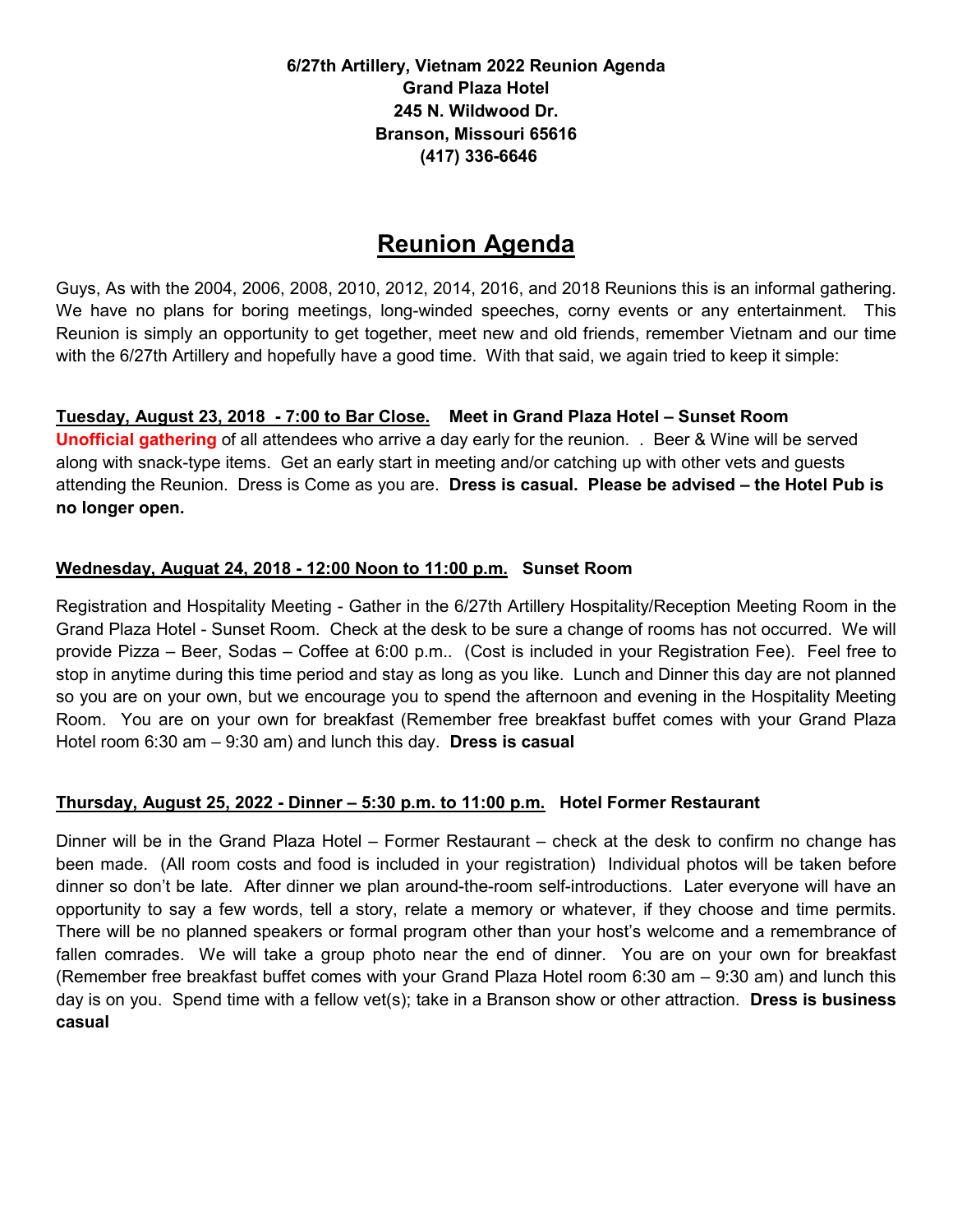**6/27th Artillery, Vietnam 2022 Reunion Agenda**
**Grand Plaza Hotel**
**245 N. Wildwood Dr.**
**Branson, Missouri 65616**
**(417) 336-6646**

# Reunion Agenda

Guys, As with the 2004, 2006, 2008, 2010, 2012, 2014, 2016, and 2018 Reunions this is an informal gathering. We have no plans for boring meetings, long-winded speeches, corny events or any entertainment. This Reunion is simply an opportunity to get together, meet new and old friends, remember Vietnam and our time with the 6/27th Artillery and hopefully have a good time. With that said, we again tried to keep it simple:

**Tuesday, August 23, 2018 - 7:00 to Bar Close.** **Meet in Grand Plaza Hotel – Sunset Room**

**Unofficial gathering** of all attendees who arrive a day early for the reunion. . Beer & Wine will be served along with snack-type items. Get an early start in meeting and/or catching up with other vets and guests attending the Reunion. Dress is Come as you are. **Dress is casual. Please be advised – the Hotel Pub is no longer open.**

**Wednesday, Auguat 24, 2018 - 12:00 Noon to 11:00 p.m.** **Sunset Room**

Registration and Hospitality Meeting - Gather in the 6/27th Artillery Hospitality/Reception Meeting Room in the Grand Plaza Hotel - Sunset Room. Check at the desk to be sure a change of rooms has not occurred. We will provide Pizza – Beer, Sodas – Coffee at 6:00 p.m.. (Cost is included in your Registration Fee). Feel free to stop in anytime during this time period and stay as long as you like. Lunch and Dinner this day are not planned so you are on your own, but we encourage you to spend the afternoon and evening in the Hospitality Meeting Room. You are on your own for breakfast (Remember free breakfast buffet comes with your Grand Plaza Hotel room 6:30 am – 9:30 am) and lunch this day. **Dress is casual**

**Thursday, August 25, 2022 - Dinner – 5:30 p.m. to 11:00 p.m.** **Hotel Former Restaurant**

Dinner will be in the Grand Plaza Hotel – Former Restaurant – check at the desk to confirm no change has been made. (All room costs and food is included in your registration) Individual photos will be taken before dinner so don't be late. After dinner we plan around-the-room self-introductions. Later everyone will have an opportunity to say a few words, tell a story, relate a memory or whatever, if they choose and time permits. There will be no planned speakers or formal program other than your host's welcome and a remembrance of fallen comrades. We will take a group photo near the end of dinner. You are on your own for breakfast (Remember free breakfast buffet comes with your Grand Plaza Hotel room 6:30 am – 9:30 am) and lunch this day is on you. Spend time with a fellow vet(s); take in a Branson show or other attraction. **Dress is business casual**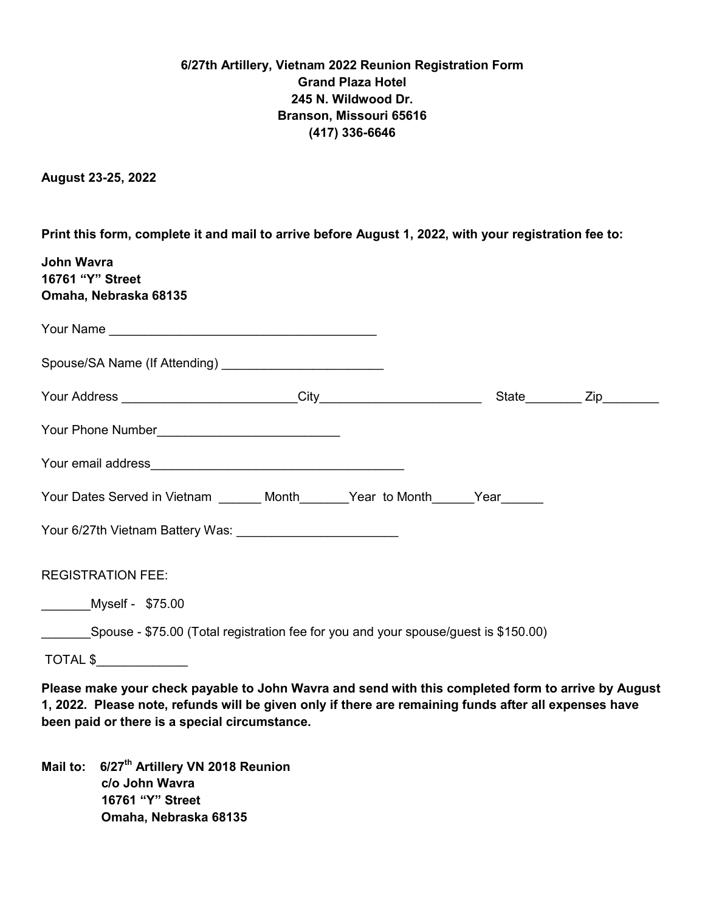**6/27th Artillery, Vietnam 2022 Reunion Registration Form**
**Grand Plaza Hotel**
**245 N. Wildwood Dr.**
**Branson, Missouri 65616**
**(417) 336-6646**

**August 23-25, 2022**

**Print this form, complete it and mail to arrive before August 1, 2022, with your registration fee to:**

**John Wavra**
**16761 "Y" Street**
**Omaha, Nebraska 68135**

Your Name ______________________________________

Spouse/SA Name (If Attending) _______________________

Your Address ________________________City______________________ State________ Zip________

Your Phone Number_________________________

Your email address___________________________________

Your Dates Served in Vietnam ______ Month_______Year to Month______Year______

Your 6/27th Vietnam Battery Was: ______________________

REGISTRATION FEE:

_______Myself - $75.00

_______Spouse - $75.00 (Total registration fee for you and your spouse/guest is $150.00)

TOTAL $____________

**Please make your check payable to John Wavra and send with this completed form to arrive by August 1, 2022. Please note, refunds will be given only if there are remaining funds after all expenses have been paid or there is a special circumstance.**

**Mail to: 6/27th Artillery VN 2018 Reunion**
**c/o John Wavra**
**16761 "Y" Street**
**Omaha, Nebraska 68135**